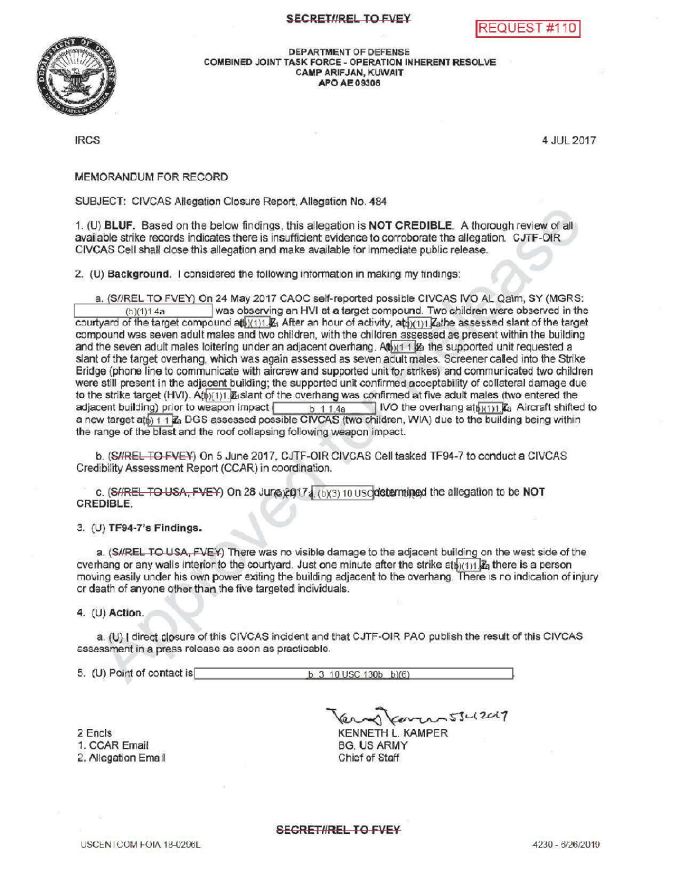SECRET//REL TO FVEY

REQUEST #110

DEPARTMENT OF DEFENSE
COMBINED JOINT TASK FORCE - OPERATION INHERENT RESOLVE
CAMP ARIFJAN, KUWAIT
APO AE 09306

IRCS

4 JUL 2017

MEMORANDUM FOR RECORD

SUBJECT: CIVCAS Allegation Closure Report, Allegation No. 484

1. (U) **BLUF.** Based on the below findings, this allegation is **NOT CREDIBLE.** A thorough review of all available strike records indicates there is insufficient evidence to corroborate the allegation. CJTF-OIR CIVCAS Cell shall close this allegation and make available for immediate public release.

2. (U) **Background.** I considered the following information in making my findings:

a. (S//REL TO FVEY) On 24 May 2017 CAOC self-reported possible CIVCAS IVO AL Qaim, SY (MGRS: (b)(1)1.4a) was observing an HVI at a target compound. Two children were observed in the courtyard of the target compound at (b)(1)1.4a. After an hour of activity, at (b)(1)1.4a the assessed slant of the target compound was seven adult males and two children, with the children assessed as present within the building and the seven adult males loitering under an adjacent overhang. At (b)(1)1.4a the supported unit requested a slant of the target overhang, which was again assessed as seven adult males. Screener called into the Strike Bridge (phone line to communicate with aircrew and supported unit for strikes) and communicated two children were still present in the adjacent building; the supported unit confirmed acceptability of collateral damage due to the strike target (HVI). At (b)(1)1.4a slant of the overhang was confirmed at five adult males (two entered the adjacent building) prior to weapon impact (b)(1)1.4a IVO the overhang at (b)(1)1.4a. Aircraft shifted to a new target at (b)(1)1.4a. DGS assessed possible CIVCAS (two children, WIA) due to the building being within the range of the blast and the roof collapsing following weapon impact.

b. (S//REL TO FVEY) On 5 June 2017, CJTF-OIR CIVCAS Cell tasked TF94-7 to conduct a CIVCAS Credibility Assessment Report (CCAR) in coordination.

c. (S//REL TO USA, FVEY) On 28 June 2017 (b)(3) 10 USC determined the allegation to be **NOT CREDIBLE.**

3. (U) **TF94-7's Findings.**

a. (S//REL TO USA, FVEY) There was no visible damage to the adjacent building on the west side of the overhang or any walls interior to the courtyard. Just one minute after the strike at (b)(1)1.4a there is a person moving easily under his own power exiting the building adjacent to the overhang. There is no indication of injury or death of anyone other than the five targeted individuals.

4. (U) **Action.**

a. (U) I direct closure of this CIVCAS incident and that CJTF-OIR PAO publish the result of this CIVCAS assessment in a press release as soon as practicable.

5. (U) Point of contact is (b)(3) 10 USC 130b (b)(6)

2 Encls
1. CCAR Email
2. Allegation Email

KENNETH L. KAMPER
BG, US ARMY
Chief of Staff

SECRET//REL TO FVEY

USCENTCOM FOIA 18-0296L

4230 - 6/26/2019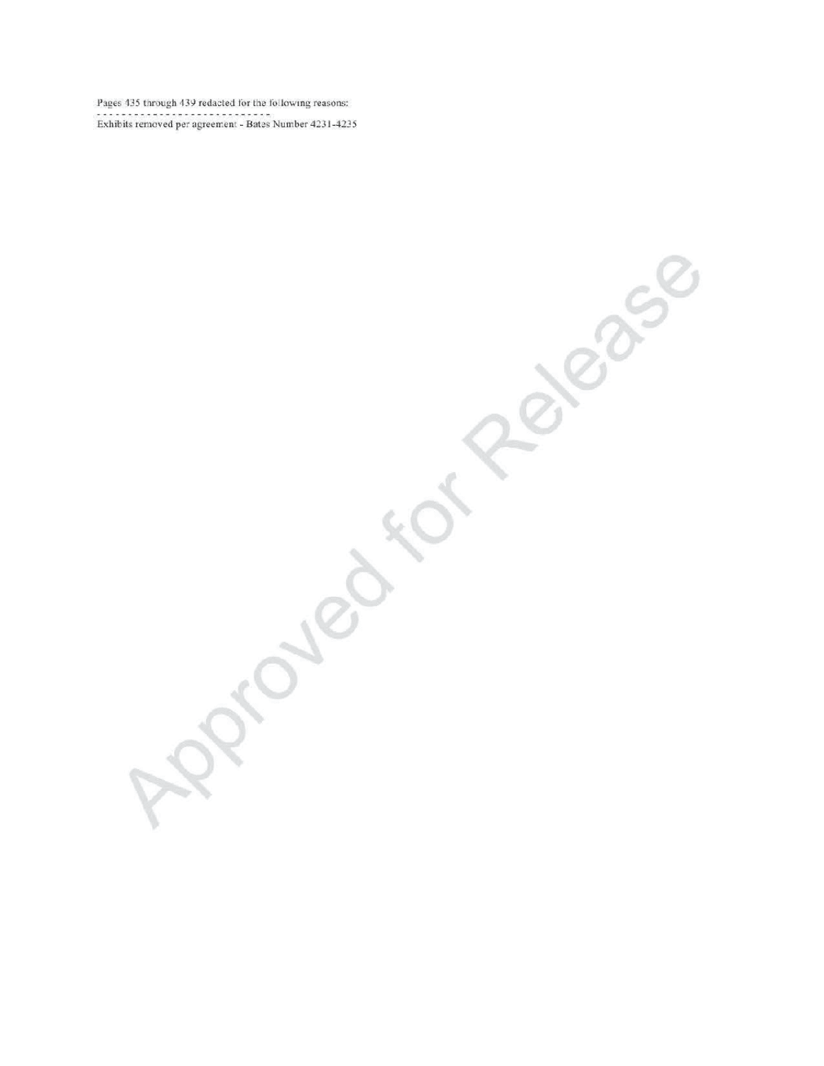Pages 435 through 439 redacted for the following reasons:

- - - - - - - - - - - - - - - - - - - - - - - - - - -

Exhibits removed per agreement - Bates Number 4231-4235